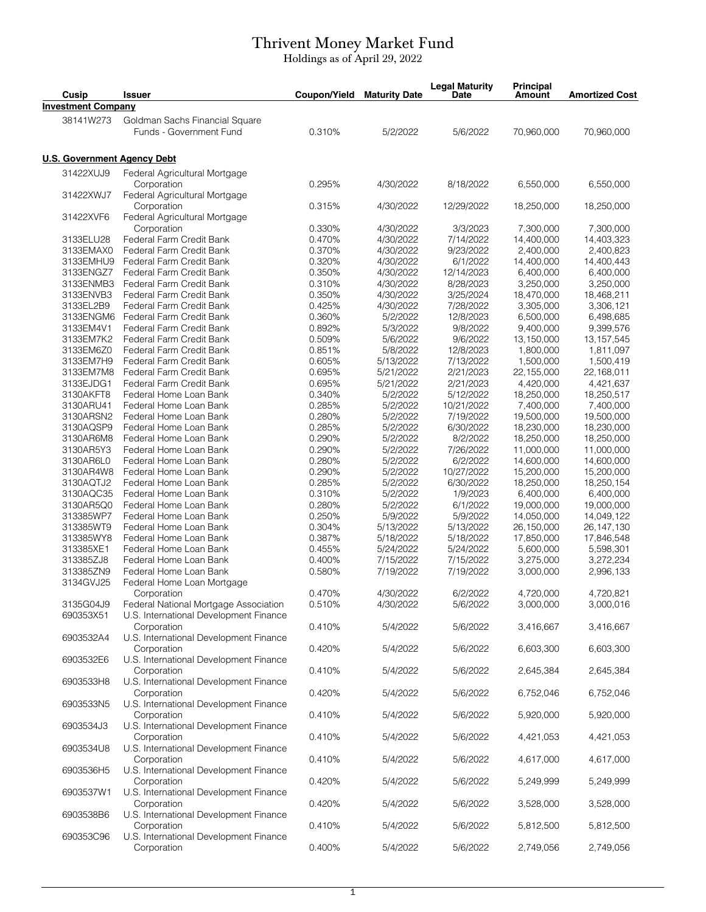# Thrivent Money Market Fund

Holdings as of April 29, 2022

| Cusip | Issuer | Coupon/Yield | Maturity Date | Legal Maturity Date | Principal Amount | Amortized Cost |
|---|---|---|---|---|---|---|
| **Investment Company** | | | | | | |
| 38141W273 | Goldman Sachs Financial Square Funds - Government Fund | 0.310% | 5/2/2022 | 5/6/2022 | 70,960,000 | 70,960,000 |
| **U.S. Government Agency Debt** | | | | | | |
| 31422XUJ9 | Federal Agricultural Mortgage Corporation | 0.295% | 4/30/2022 | 8/18/2022 | 6,550,000 | 6,550,000 |
| 31422XWJ7 | Federal Agricultural Mortgage Corporation | 0.315% | 4/30/2022 | 12/29/2022 | 18,250,000 | 18,250,000 |
| 31422XVF6 | Federal Agricultural Mortgage Corporation | 0.330% | 4/30/2022 | 3/3/2023 | 7,300,000 | 7,300,000 |
| 3133ELU28 | Federal Farm Credit Bank | 0.470% | 4/30/2022 | 7/14/2022 | 14,400,000 | 14,403,323 |
| 3133EMAX0 | Federal Farm Credit Bank | 0.370% | 4/30/2022 | 9/23/2022 | 2,400,000 | 2,400,823 |
| 3133EMHU9 | Federal Farm Credit Bank | 0.320% | 4/30/2022 | 6/1/2022 | 14,400,000 | 14,400,443 |
| 3133ENGZ7 | Federal Farm Credit Bank | 0.350% | 4/30/2022 | 12/14/2023 | 6,400,000 | 6,400,000 |
| 3133ENMB3 | Federal Farm Credit Bank | 0.310% | 4/30/2022 | 8/28/2023 | 3,250,000 | 3,250,000 |
| 3133ENVB3 | Federal Farm Credit Bank | 0.350% | 4/30/2022 | 3/25/2024 | 18,470,000 | 18,468,211 |
| 3133EL2B9 | Federal Farm Credit Bank | 0.425% | 4/30/2022 | 7/28/2022 | 3,305,000 | 3,306,121 |
| 3133ENGM6 | Federal Farm Credit Bank | 0.360% | 5/2/2022 | 12/8/2023 | 6,500,000 | 6,498,685 |
| 3133EM4V1 | Federal Farm Credit Bank | 0.892% | 5/3/2022 | 9/8/2022 | 9,400,000 | 9,399,576 |
| 3133EM7K2 | Federal Farm Credit Bank | 0.509% | 5/6/2022 | 9/6/2022 | 13,150,000 | 13,157,545 |
| 3133EM6Z0 | Federal Farm Credit Bank | 0.851% | 5/8/2022 | 12/8/2023 | 1,800,000 | 1,811,097 |
| 3133EM7H9 | Federal Farm Credit Bank | 0.605% | 5/13/2022 | 7/13/2022 | 1,500,000 | 1,500,419 |
| 3133EM7M8 | Federal Farm Credit Bank | 0.695% | 5/21/2022 | 2/21/2023 | 22,155,000 | 22,168,011 |
| 3133EJDG1 | Federal Farm Credit Bank | 0.695% | 5/21/2022 | 2/21/2023 | 4,420,000 | 4,421,637 |
| 3130AKFT8 | Federal Home Loan Bank | 0.340% | 5/2/2022 | 5/12/2022 | 18,250,000 | 18,250,517 |
| 3130ARU41 | Federal Home Loan Bank | 0.285% | 5/2/2022 | 10/21/2022 | 7,400,000 | 7,400,000 |
| 3130ARSN2 | Federal Home Loan Bank | 0.280% | 5/2/2022 | 7/19/2022 | 19,500,000 | 19,500,000 |
| 3130AQSP9 | Federal Home Loan Bank | 0.285% | 5/2/2022 | 6/30/2022 | 18,230,000 | 18,230,000 |
| 3130AR6M8 | Federal Home Loan Bank | 0.290% | 5/2/2022 | 8/2/2022 | 18,250,000 | 18,250,000 |
| 3130AR5Y3 | Federal Home Loan Bank | 0.290% | 5/2/2022 | 7/26/2022 | 11,000,000 | 11,000,000 |
| 3130AR6L0 | Federal Home Loan Bank | 0.280% | 5/2/2022 | 6/2/2022 | 14,600,000 | 14,600,000 |
| 3130AR4W8 | Federal Home Loan Bank | 0.290% | 5/2/2022 | 10/27/2022 | 15,200,000 | 15,200,000 |
| 3130AQTJ2 | Federal Home Loan Bank | 0.285% | 5/2/2022 | 6/30/2022 | 18,250,000 | 18,250,154 |
| 3130AQC35 | Federal Home Loan Bank | 0.310% | 5/2/2022 | 1/9/2023 | 6,400,000 | 6,400,000 |
| 3130AR5Q0 | Federal Home Loan Bank | 0.280% | 5/2/2022 | 6/1/2022 | 19,000,000 | 19,000,000 |
| 313385WP7 | Federal Home Loan Bank | 0.250% | 5/9/2022 | 5/9/2022 | 14,050,000 | 14,049,122 |
| 313385WT9 | Federal Home Loan Bank | 0.304% | 5/13/2022 | 5/13/2022 | 26,150,000 | 26,147,130 |
| 313385WY8 | Federal Home Loan Bank | 0.387% | 5/18/2022 | 5/18/2022 | 17,850,000 | 17,846,548 |
| 313385XE1 | Federal Home Loan Bank | 0.455% | 5/24/2022 | 5/24/2022 | 5,600,000 | 5,598,301 |
| 313385ZJ8 | Federal Home Loan Bank | 0.400% | 7/15/2022 | 7/15/2022 | 3,275,000 | 3,272,234 |
| 313385ZN9 | Federal Home Loan Bank | 0.580% | 7/19/2022 | 7/19/2022 | 3,000,000 | 2,996,133 |
| 3134GVJ25 | Federal Home Loan Mortgage Corporation | 0.470% | 4/30/2022 | 6/2/2022 | 4,720,000 | 4,720,821 |
| 3135G04J9 | Federal National Mortgage Association | 0.510% | 4/30/2022 | 5/6/2022 | 3,000,000 | 3,000,016 |
| 690353X51 | U.S. International Development Finance Corporation | 0.410% | 5/4/2022 | 5/6/2022 | 3,416,667 | 3,416,667 |
| 6903532A4 | U.S. International Development Finance Corporation | 0.420% | 5/4/2022 | 5/6/2022 | 6,603,300 | 6,603,300 |
| 6903532E6 | U.S. International Development Finance Corporation | 0.410% | 5/4/2022 | 5/6/2022 | 2,645,384 | 2,645,384 |
| 6903533H8 | U.S. International Development Finance Corporation | 0.420% | 5/4/2022 | 5/6/2022 | 6,752,046 | 6,752,046 |
| 6903533N5 | U.S. International Development Finance Corporation | 0.410% | 5/4/2022 | 5/6/2022 | 5,920,000 | 5,920,000 |
| 6903534J3 | U.S. International Development Finance Corporation | 0.410% | 5/4/2022 | 5/6/2022 | 4,421,053 | 4,421,053 |
| 6903534U8 | U.S. International Development Finance Corporation | 0.410% | 5/4/2022 | 5/6/2022 | 4,617,000 | 4,617,000 |
| 6903536H5 | U.S. International Development Finance Corporation | 0.420% | 5/4/2022 | 5/6/2022 | 5,249,999 | 5,249,999 |
| 6903537W1 | U.S. International Development Finance Corporation | 0.420% | 5/4/2022 | 5/6/2022 | 3,528,000 | 3,528,000 |
| 6903538B6 | U.S. International Development Finance Corporation | 0.410% | 5/4/2022 | 5/6/2022 | 5,812,500 | 5,812,500 |
| 690353C96 | U.S. International Development Finance Corporation | 0.400% | 5/4/2022 | 5/6/2022 | 2,749,056 | 2,749,056 |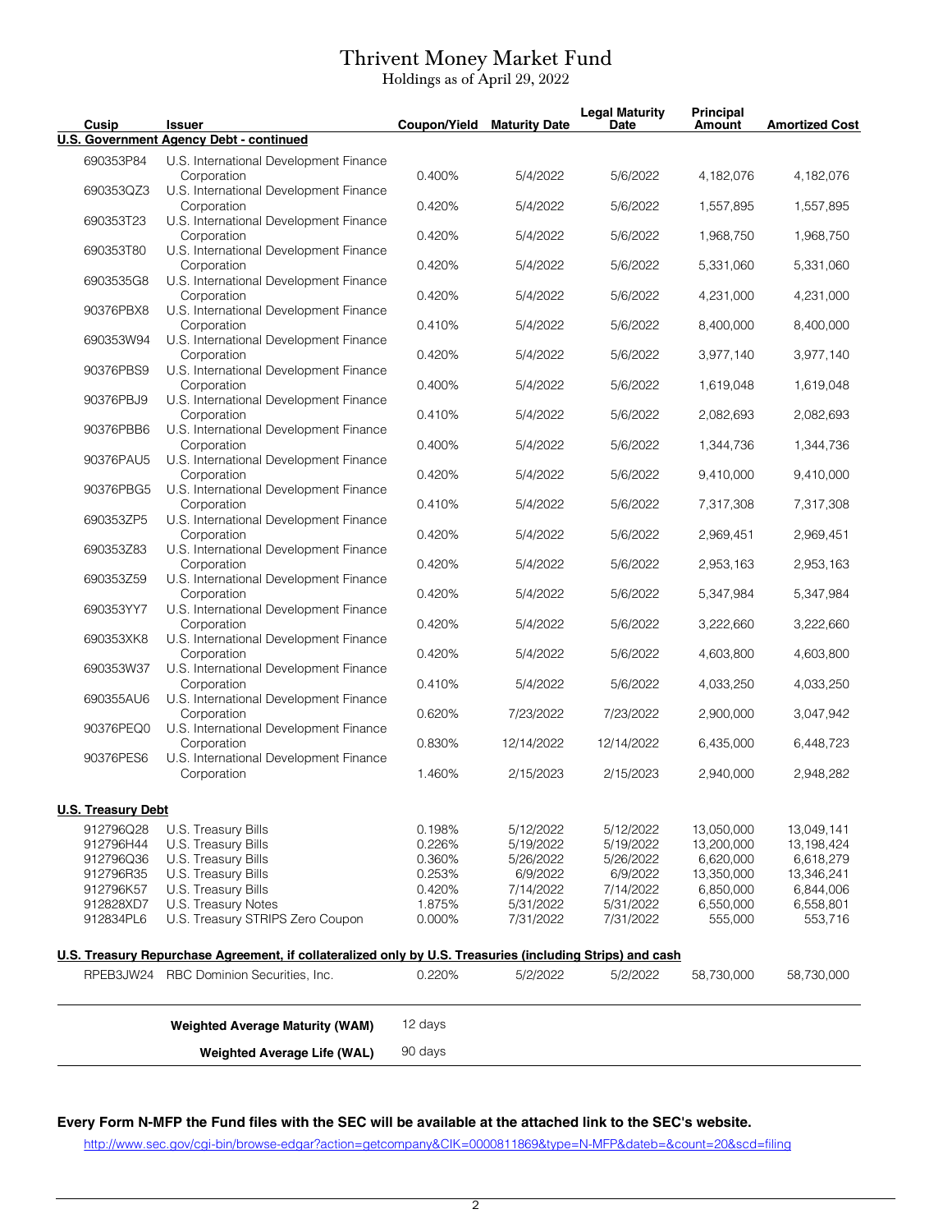# Thrivent Money Market Fund

Holdings as of April 29, 2022

| Cusip | Issuer | Coupon/Yield | Maturity Date | Legal Maturity Date | Principal Amount | Amortized Cost |
|---|---|---|---|---|---|---|
| **U.S. Government Agency Debt - continued** | | | | | | |
| 690353P84 | U.S. International Development Finance Corporation | 0.400% | 5/4/2022 | 5/6/2022 | 4,182,076 | 4,182,076 |
| 690353QZ3 | U.S. International Development Finance Corporation | 0.420% | 5/4/2022 | 5/6/2022 | 1,557,895 | 1,557,895 |
| 690353T23 | U.S. International Development Finance Corporation | 0.420% | 5/4/2022 | 5/6/2022 | 1,968,750 | 1,968,750 |
| 690353T80 | U.S. International Development Finance Corporation | 0.420% | 5/4/2022 | 5/6/2022 | 5,331,060 | 5,331,060 |
| 6903535G8 | U.S. International Development Finance Corporation | 0.420% | 5/4/2022 | 5/6/2022 | 4,231,000 | 4,231,000 |
| 90376PBX8 | U.S. International Development Finance Corporation | 0.410% | 5/4/2022 | 5/6/2022 | 8,400,000 | 8,400,000 |
| 690353W94 | U.S. International Development Finance Corporation | 0.420% | 5/4/2022 | 5/6/2022 | 3,977,140 | 3,977,140 |
| 90376PBS9 | U.S. International Development Finance Corporation | 0.400% | 5/4/2022 | 5/6/2022 | 1,619,048 | 1,619,048 |
| 90376PBJ9 | U.S. International Development Finance Corporation | 0.410% | 5/4/2022 | 5/6/2022 | 2,082,693 | 2,082,693 |
| 90376PBB6 | U.S. International Development Finance Corporation | 0.400% | 5/4/2022 | 5/6/2022 | 1,344,736 | 1,344,736 |
| 90376PAU5 | U.S. International Development Finance Corporation | 0.420% | 5/4/2022 | 5/6/2022 | 9,410,000 | 9,410,000 |
| 90376PBG5 | U.S. International Development Finance Corporation | 0.410% | 5/4/2022 | 5/6/2022 | 7,317,308 | 7,317,308 |
| 690353ZP5 | U.S. International Development Finance Corporation | 0.420% | 5/4/2022 | 5/6/2022 | 2,969,451 | 2,969,451 |
| 690353Z83 | U.S. International Development Finance Corporation | 0.420% | 5/4/2022 | 5/6/2022 | 2,953,163 | 2,953,163 |
| 690353Z59 | U.S. International Development Finance Corporation | 0.420% | 5/4/2022 | 5/6/2022 | 5,347,984 | 5,347,984 |
| 690353YY7 | U.S. International Development Finance Corporation | 0.420% | 5/4/2022 | 5/6/2022 | 3,222,660 | 3,222,660 |
| 690353XK8 | U.S. International Development Finance Corporation | 0.420% | 5/4/2022 | 5/6/2022 | 4,603,800 | 4,603,800 |
| 690353W37 | U.S. International Development Finance Corporation | 0.410% | 5/4/2022 | 5/6/2022 | 4,033,250 | 4,033,250 |
| 690355AU6 | U.S. International Development Finance Corporation | 0.620% | 7/23/2022 | 7/23/2022 | 2,900,000 | 3,047,942 |
| 90376PEQ0 | U.S. International Development Finance Corporation | 0.830% | 12/14/2022 | 12/14/2022 | 6,435,000 | 6,448,723 |
| 90376PES6 | U.S. International Development Finance Corporation | 1.460% | 2/15/2023 | 2/15/2023 | 2,940,000 | 2,948,282 |
| **U.S. Treasury Debt** | | | | | | |
| 912796Q28 | U.S. Treasury Bills | 0.198% | 5/12/2022 | 5/12/2022 | 13,050,000 | 13,049,141 |
| 912796H44 | U.S. Treasury Bills | 0.226% | 5/19/2022 | 5/19/2022 | 13,200,000 | 13,198,424 |
| 912796Q36 | U.S. Treasury Bills | 0.360% | 5/26/2022 | 5/26/2022 | 6,620,000 | 6,618,279 |
| 912796R35 | U.S. Treasury Bills | 0.253% | 6/9/2022 | 6/9/2022 | 13,350,000 | 13,346,241 |
| 912796K57 | U.S. Treasury Bills | 0.420% | 7/14/2022 | 7/14/2022 | 6,850,000 | 6,844,006 |
| 912828XD7 | U.S. Treasury Notes | 1.875% | 5/31/2022 | 5/31/2022 | 6,550,000 | 6,558,801 |
| 912834PL6 | U.S. Treasury STRIPS Zero Coupon | 0.000% | 7/31/2022 | 7/31/2022 | 555,000 | 553,716 |
| **U.S. Treasury Repurchase Agreement, if collateralized only by U.S. Treasuries (including Strips) and cash** | | | | | | |
| RPEB3JW24 | RBC Dominion Securities, Inc. | 0.220% | 5/2/2022 | 5/2/2022 | 58,730,000 | 58,730,000 |

| | |
|---|---|
| **Weighted Average Maturity (WAM)** | 12 days |
| **Weighted Average Life (WAL)** | 90 days |

**Every Form N-MFP the Fund files with the SEC will be available at the attached link to the SEC's website.**

http://www.sec.gov/cgi-bin/browse-edgar?action=getcompany&CIK=0000811869&type=N-MFP&dateb=&count=20&scd=filing